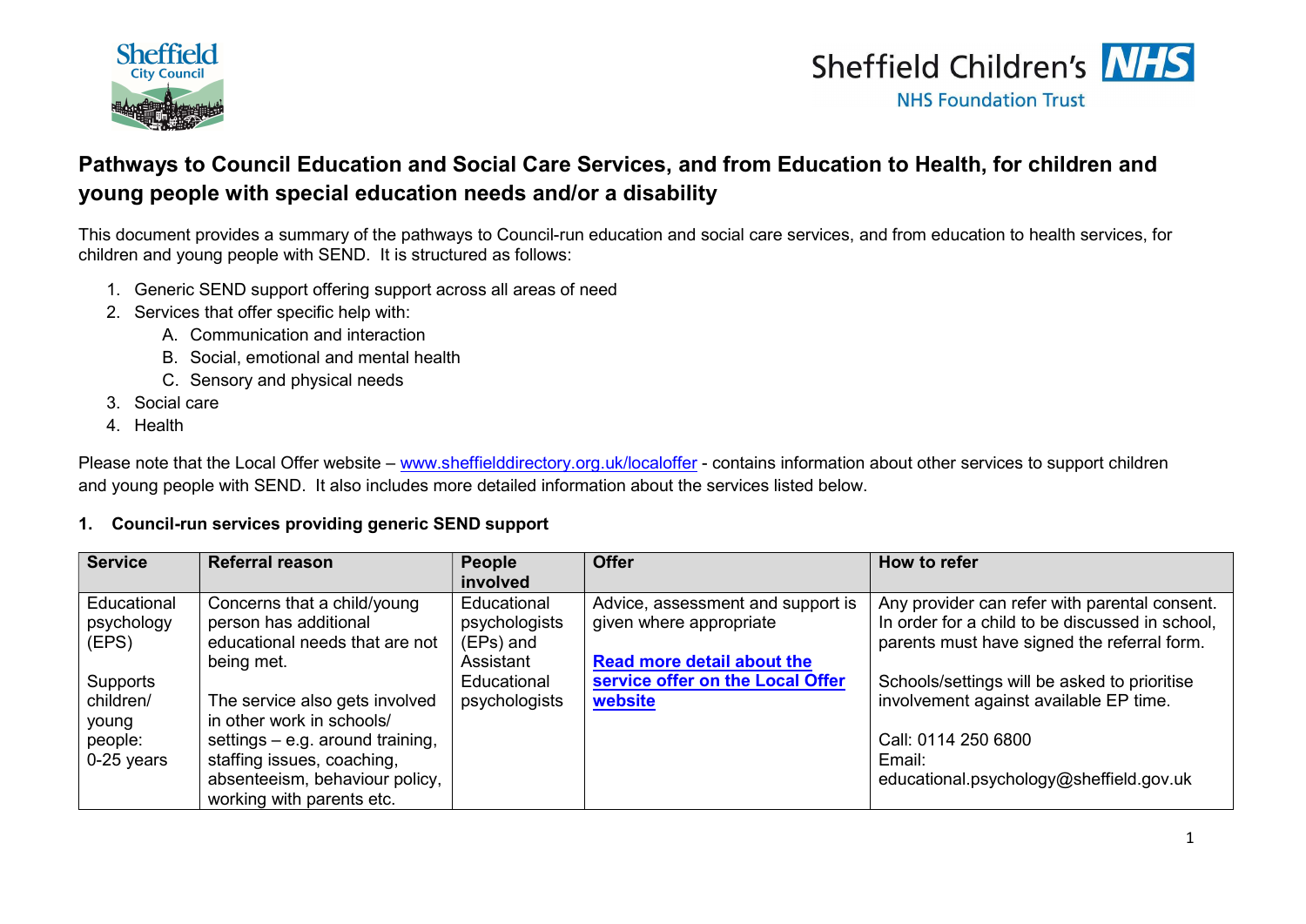# Pathways to Council Education and Social Care Services, and from Education to Health, for children and young people with special education needs and/or a disability

This document provides a summary of the pathways to Council-run education and social care services, and from education to health services, for children and young people with SEND. It is structured as follows:

1. Generic SEND support offering support across all areas of need
2. Services that offer specific help with:
   A. Communication and interaction
   B. Social, emotional and mental health
   C. Sensory and physical needs
3. Social care
4. Health

Please note that the Local Offer website – www.sheffielddirectory.org.uk/localoffer - contains information about other services to support children and young people with SEND. It also includes more detailed information about the services listed below.

## 1. Council-run services providing generic SEND support

| Service | Referral reason | People involved | Offer | How to refer |
|---|---|---|---|---|
| Educational psychology (EPS)<br><br>Supports children/ young people: 0-25 years | Concerns that a child/young person has additional educational needs that are not being met.<br><br>The service also gets involved in other work in schools/ settings – e.g. around training, staffing issues, coaching, absenteeism, behaviour policy, working with parents etc. | Educational psychologists (EPs) and Assistant Educational psychologists | Advice, assessment and support is given where appropriate<br><br>**Read more detail about the service offer on the Local Offer website** | Any provider can refer with parental consent. In order for a child to be discussed in school, parents must have signed the referral form.<br><br>Schools/settings will be asked to prioritise involvement against available EP time.<br><br>Call: 0114 250 6800<br>Email: educational.psychology@sheffield.gov.uk |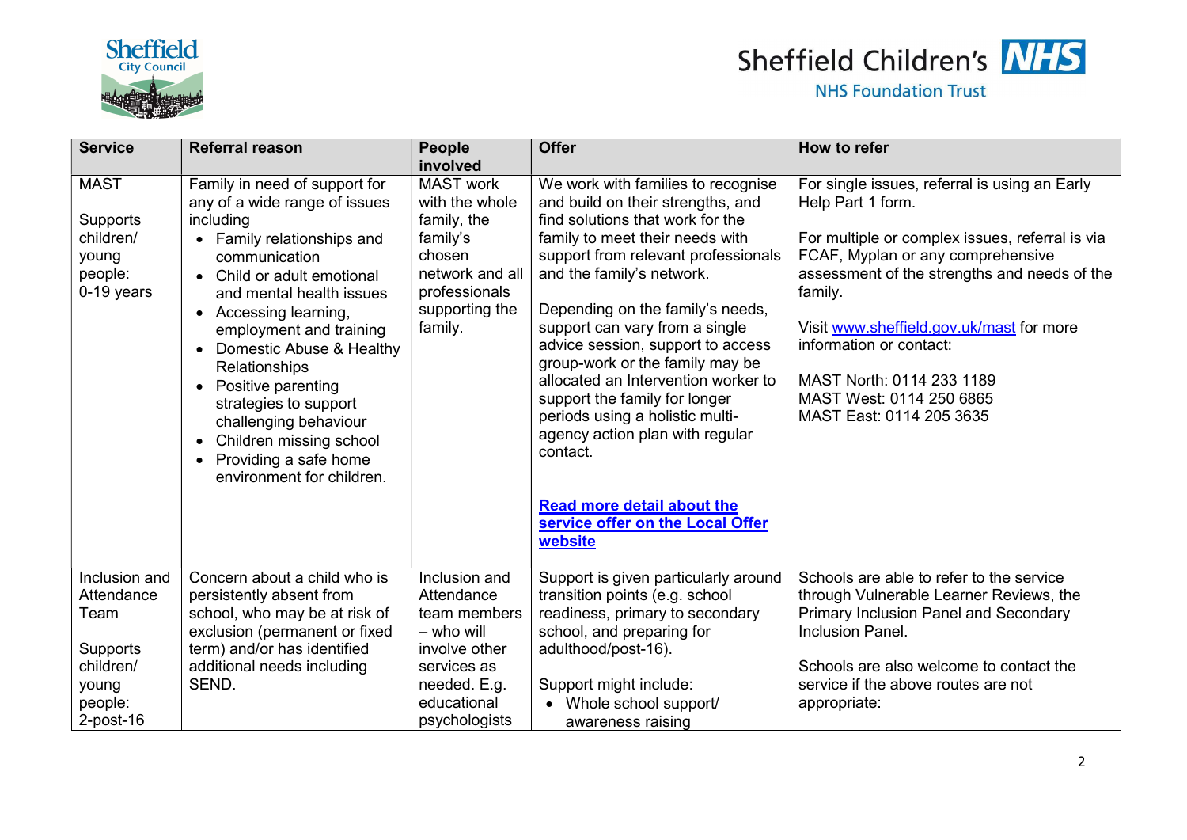| Service | Referral reason | People involved | Offer | How to refer |
|---|---|---|---|---|
| MAST<br><br>Supports children/ young people: 0-19 years | Family in need of support for any of a wide range of issues including<br>• Family relationships and communication<br>• Child or adult emotional and mental health issues<br>• Accessing learning, employment and training<br>• Domestic Abuse & Healthy Relationships<br>• Positive parenting strategies to support challenging behaviour<br>• Children missing school<br>• Providing a safe home environment for children. | MAST work with the whole family, the family's chosen network and all professionals supporting the family. | We work with families to recognise and build on their strengths, and find solutions that work for the family to meet their needs with support from relevant professionals and the family's network.<br><br>Depending on the family's needs, support can vary from a single advice session, support to access group-work or the family may be allocated an Intervention worker to support the family for longer periods using a holistic multi-agency action plan with regular contact.<br><br>**Read more detail about the service offer on the Local Offer website** | For single issues, referral is using an Early Help Part 1 form.<br><br>For multiple or complex issues, referral is via FCAF, Myplan or any comprehensive assessment of the strengths and needs of the family.<br><br>Visit www.sheffield.gov.uk/mast for more information or contact:<br><br>MAST North: 0114 233 1189<br>MAST West: 0114 250 6865<br>MAST East: 0114 205 3635 |
| Inclusion and Attendance Team<br><br>Supports children/ young people: 2-post-16 | Concern about a child who is persistently absent from school, who may be at risk of exclusion (permanent or fixed term) and/or has identified additional needs including SEND. | Inclusion and Attendance team members – who will involve other services as needed. E.g. educational psychologists | Support is given particularly around transition points (e.g. school readiness, primary to secondary school, and preparing for adulthood/post-16).<br><br>Support might include:<br>• Whole school support/ awareness raising | Schools are able to refer to the service through Vulnerable Learner Reviews, the Primary Inclusion Panel and Secondary Inclusion Panel.<br><br>Schools are also welcome to contact the service if the above routes are not appropriate: |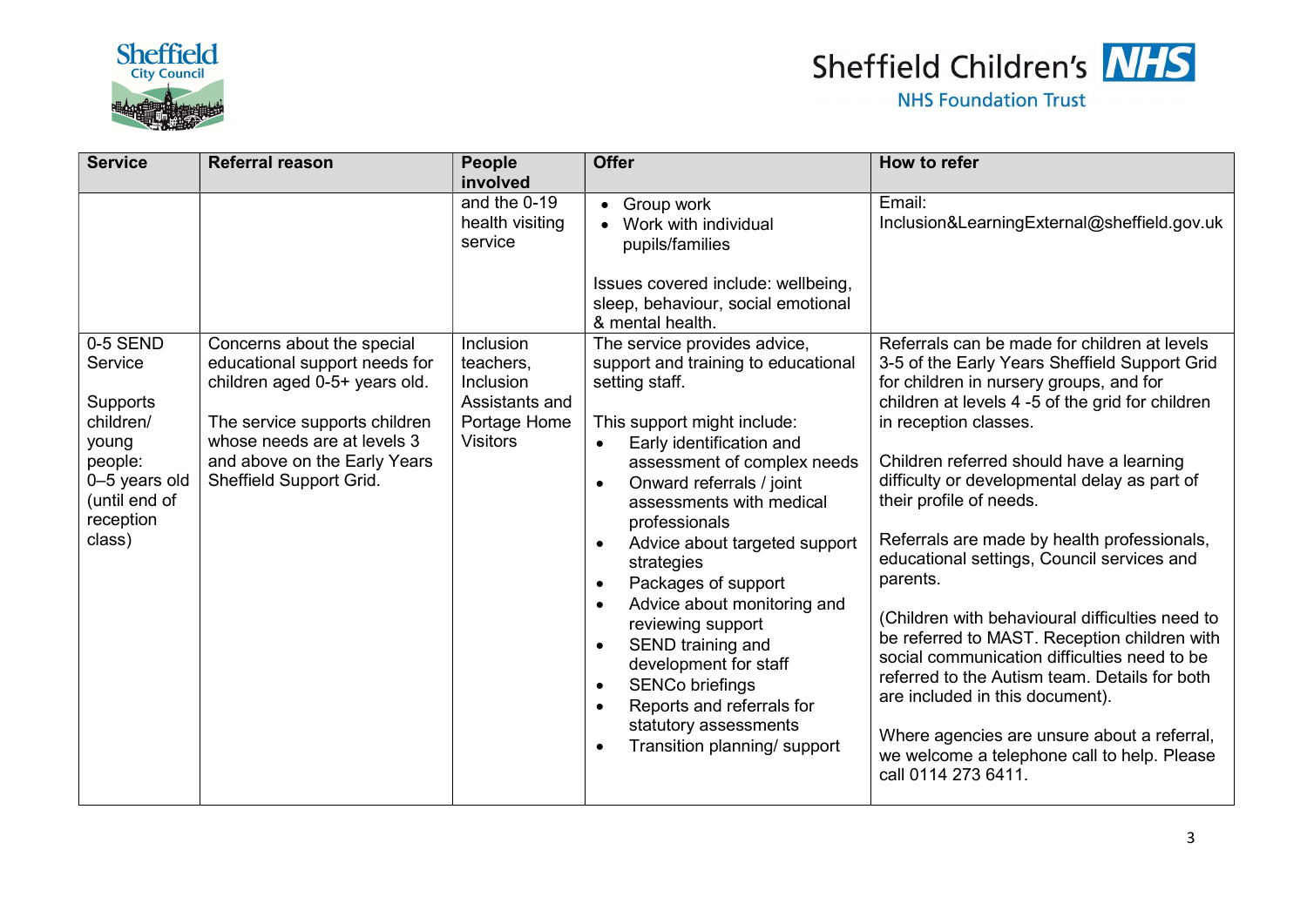| Service | Referral reason | People involved | Offer | How to refer |
|---|---|---|---|---|
| | | and the 0-19 health visiting service | • Group work<br>• Work with individual pupils/families<br><br>Issues covered include: wellbeing, sleep, behaviour, social emotional & mental health. | Email: Inclusion&LearningExternal@sheffield.gov.uk |
| 0-5 SEND Service<br><br>Supports children/ young people: 0–5 years old (until end of reception class) | Concerns about the special educational support needs for children aged 0-5+ years old.<br><br>The service supports children whose needs are at levels 3 and above on the Early Years Sheffield Support Grid. | Inclusion teachers, Inclusion Assistants and Portage Home Visitors | The service provides advice, support and training to educational setting staff.<br><br>This support might include:<br>• Early identification and assessment of complex needs<br>• Onward referrals / joint assessments with medical professionals<br>• Advice about targeted support strategies<br>• Packages of support<br>• Advice about monitoring and reviewing support<br>• SEND training and development for staff<br>• SENCo briefings<br>• Reports and referrals for statutory assessments<br>• Transition planning/ support | Referrals can be made for children at levels 3-5 of the Early Years Sheffield Support Grid for children in nursery groups, and for children at levels 4 -5 of the grid for children in reception classes.<br><br>Children referred should have a learning difficulty or developmental delay as part of their profile of needs.<br><br>Referrals are made by health professionals, educational settings, Council services and parents.<br><br>(Children with behavioural difficulties need to be referred to MAST. Reception children with social communication difficulties need to be referred to the Autism team. Details for both are included in this document).<br><br>Where agencies are unsure about a referral, we welcome a telephone call to help. Please call 0114 273 6411. |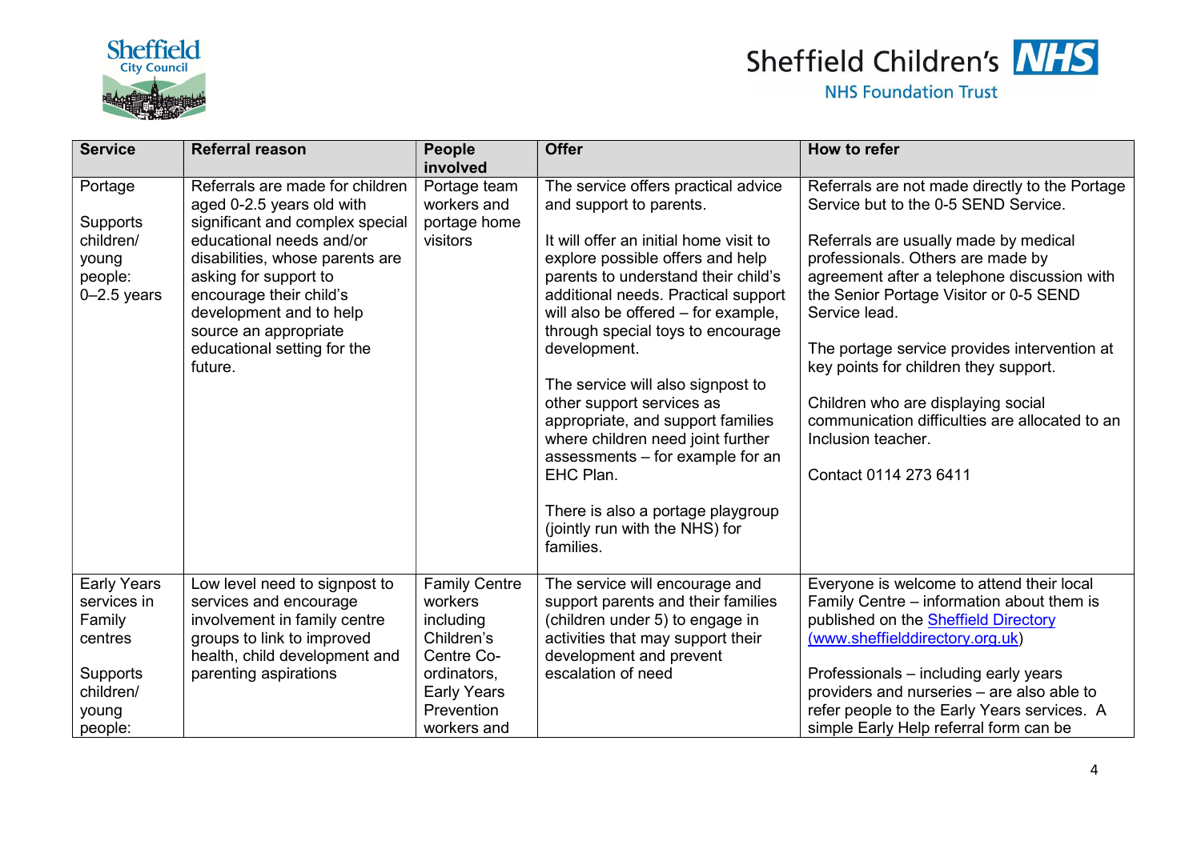| Service | Referral reason | People involved | Offer | How to refer |
|---|---|---|---|---|
| Portage<br><br>Supports children/ young people: 0–2.5 years | Referrals are made for children aged 0-2.5 years old with significant and complex special educational needs and/or disabilities, whose parents are asking for support to encourage their child's development and to help source an appropriate educational setting for the future. | Portage team workers and portage home visitors | The service offers practical advice and support to parents.<br><br>It will offer an initial home visit to explore possible offers and help parents to understand their child's additional needs. Practical support will also be offered – for example, through special toys to encourage development.<br><br>The service will also signpost to other support services as appropriate, and support families where children need joint further assessments – for example for an EHC Plan.<br><br>There is also a portage playgroup (jointly run with the NHS) for families. | Referrals are not made directly to the Portage Service but to the 0-5 SEND Service.<br><br>Referrals are usually made by medical professionals. Others are made by agreement after a telephone discussion with the Senior Portage Visitor or 0-5 SEND Service lead.<br><br>The portage service provides intervention at key points for children they support.<br><br>Children who are displaying social communication difficulties are allocated to an Inclusion teacher.<br><br>Contact 0114 273 6411 |
| Early Years services in Family centres<br><br>Supports children/ young people: | Low level need to signpost to services and encourage involvement in family centre groups to link to improved health, child development and parenting aspirations | Family Centre workers including Children's Centre Co-ordinators, Early Years Prevention workers and | The service will encourage and support parents and their families (children under 5) to engage in activities that may support their development and prevent escalation of need | Everyone is welcome to attend their local Family Centre – information about them is published on the Sheffield Directory (www.sheffielddirectory.org.uk)<br><br>Professionals – including early years providers and nurseries – are also able to refer people to the Early Years services. A simple Early Help referral form can be |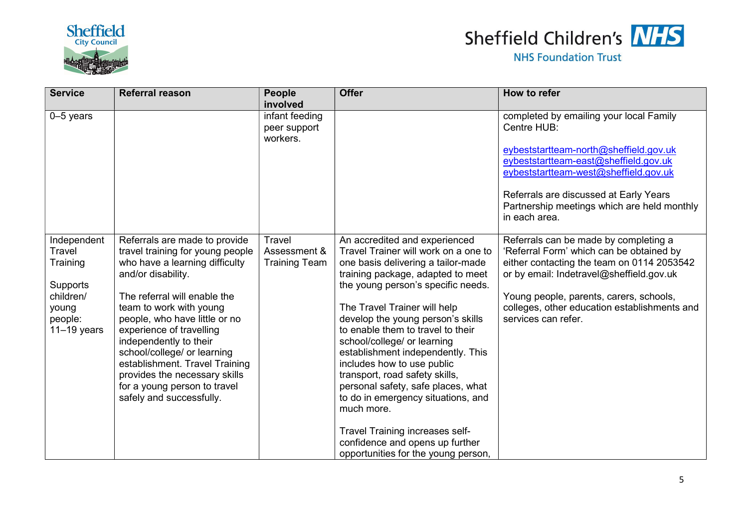| Service | Referral reason | People involved | Offer | How to refer |
|---|---|---|---|---|
| 0–5 years | | infant feeding peer support workers. | | completed by emailing your local Family Centre HUB:<br><br>eybeststartteam-north@sheffield.gov.uk<br>eybeststartteam-east@sheffield.gov.uk<br>eybeststartteam-west@sheffield.gov.uk<br><br>Referrals are discussed at Early Years Partnership meetings which are held monthly in each area. |
| Independent Travel Training<br><br>Supports children/ young people: 11–19 years | Referrals are made to provide travel training for young people who have a learning difficulty and/or disability.<br><br>The referral will enable the team to work with young people, who have little or no experience of travelling independently to their school/college/ or learning establishment. Travel Training provides the necessary skills for a young person to travel safely and successfully. | Travel Assessment & Training Team | An accredited and experienced Travel Trainer will work on a one to one basis delivering a tailor-made training package, adapted to meet the young person's specific needs.<br><br>The Travel Trainer will help develop the young person's skills to enable them to travel to their school/college/ or learning establishment independently. This includes how to use public transport, road safety skills, personal safety, safe places, what to do in emergency situations, and much more.<br><br>Travel Training increases self-confidence and opens up further opportunities for the young person, | Referrals can be made by completing a 'Referral Form' which can be obtained by either contacting the team on 0114 2053542 or by email: Indetravel@sheffield.gov.uk<br><br>Young people, parents, carers, schools, colleges, other education establishments and services can refer. |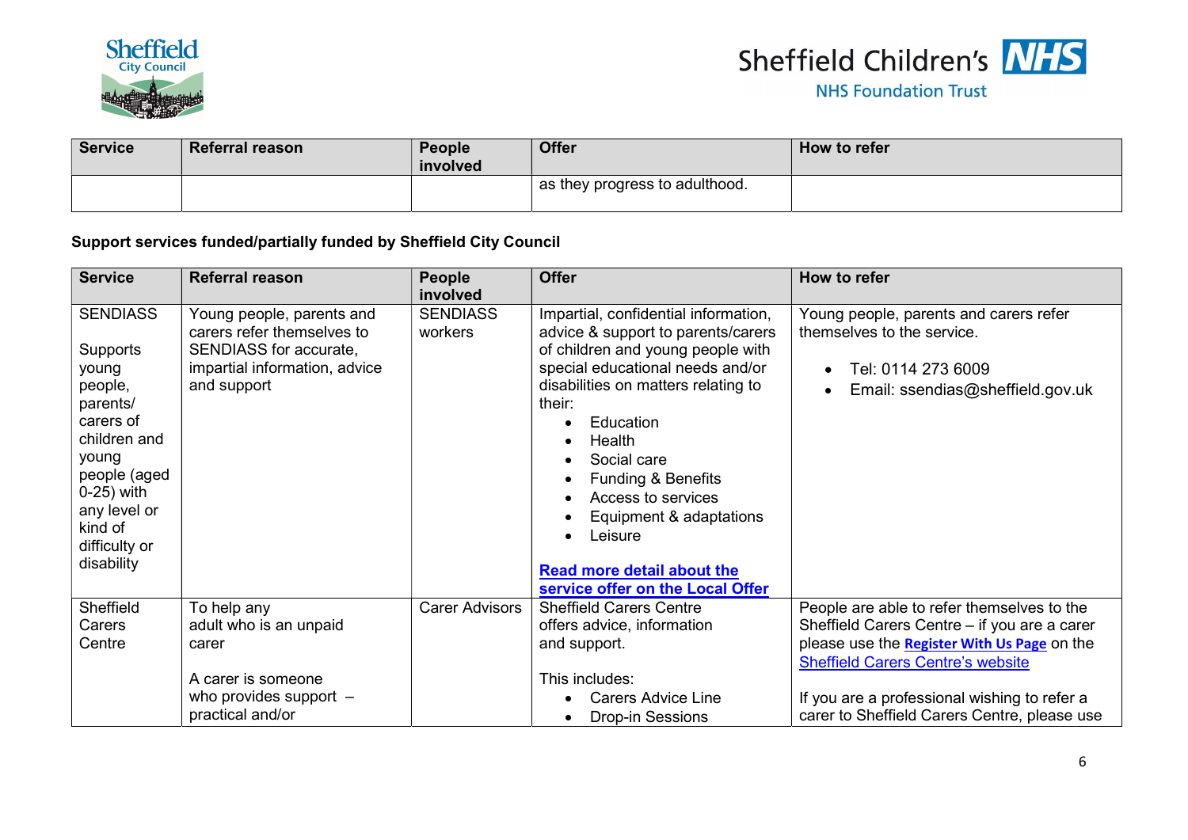| Service | Referral reason | People involved | Offer | How to refer |
|---|---|---|---|---|
| | | | as they progress to adulthood. | |

**Support services funded/partially funded by Sheffield City Council**

| Service | Referral reason | People involved | Offer | How to refer |
|---|---|---|---|---|
| SENDIASS<br><br>Supports young people, parents/ carers of children and young people (aged 0-25) with any level or kind of difficulty or disability | Young people, parents and carers refer themselves to SENDIASS for accurate, impartial information, advice and support | SENDIASS workers | Impartial, confidential information, advice & support to parents/carers of children and young people with special educational needs and/or disabilities on matters relating to their:<br>• Education<br>• Health<br>• Social care<br>• Funding & Benefits<br>• Access to services<br>• Equipment & adaptations<br>• Leisure<br><br>**Read more detail about the service offer on the Local Offer** | Young people, parents and carers refer themselves to the service.<br><br>• Tel: 0114 273 6009<br>• Email: ssendias@sheffield.gov.uk |
| Sheffield Carers Centre | To help any adult who is an unpaid carer<br><br>A carer is someone who provides support – practical and/or | Carer Advisors | Sheffield Carers Centre offers advice, information and support.<br><br>This includes:<br>• Carers Advice Line<br>• Drop-in Sessions | People are able to refer themselves to the Sheffield Carers Centre – if you are a carer please use the **Register With Us Page** on the Sheffield Carers Centre's website<br><br>If you are a professional wishing to refer a carer to Sheffield Carers Centre, please use |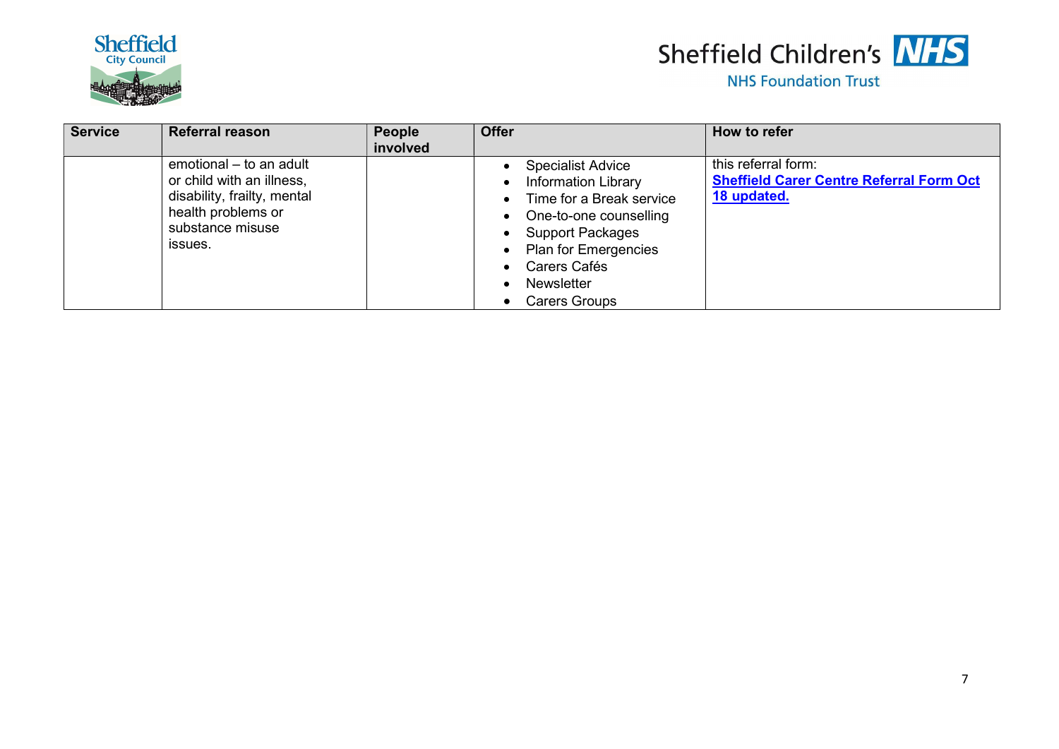| Service | Referral reason | People involved | Offer | How to refer |
|---|---|---|---|---|
| | emotional – to an adult or child with an illness, disability, frailty, mental health problems or substance misuse issues. | | • Specialist Advice<br>• Information Library<br>• Time for a Break service<br>• One-to-one counselling<br>• Support Packages<br>• Plan for Emergencies<br>• Carers Cafés<br>• Newsletter<br>• Carers Groups | this referral form: **Sheffield Carer Centre Referral Form Oct 18 updated.** |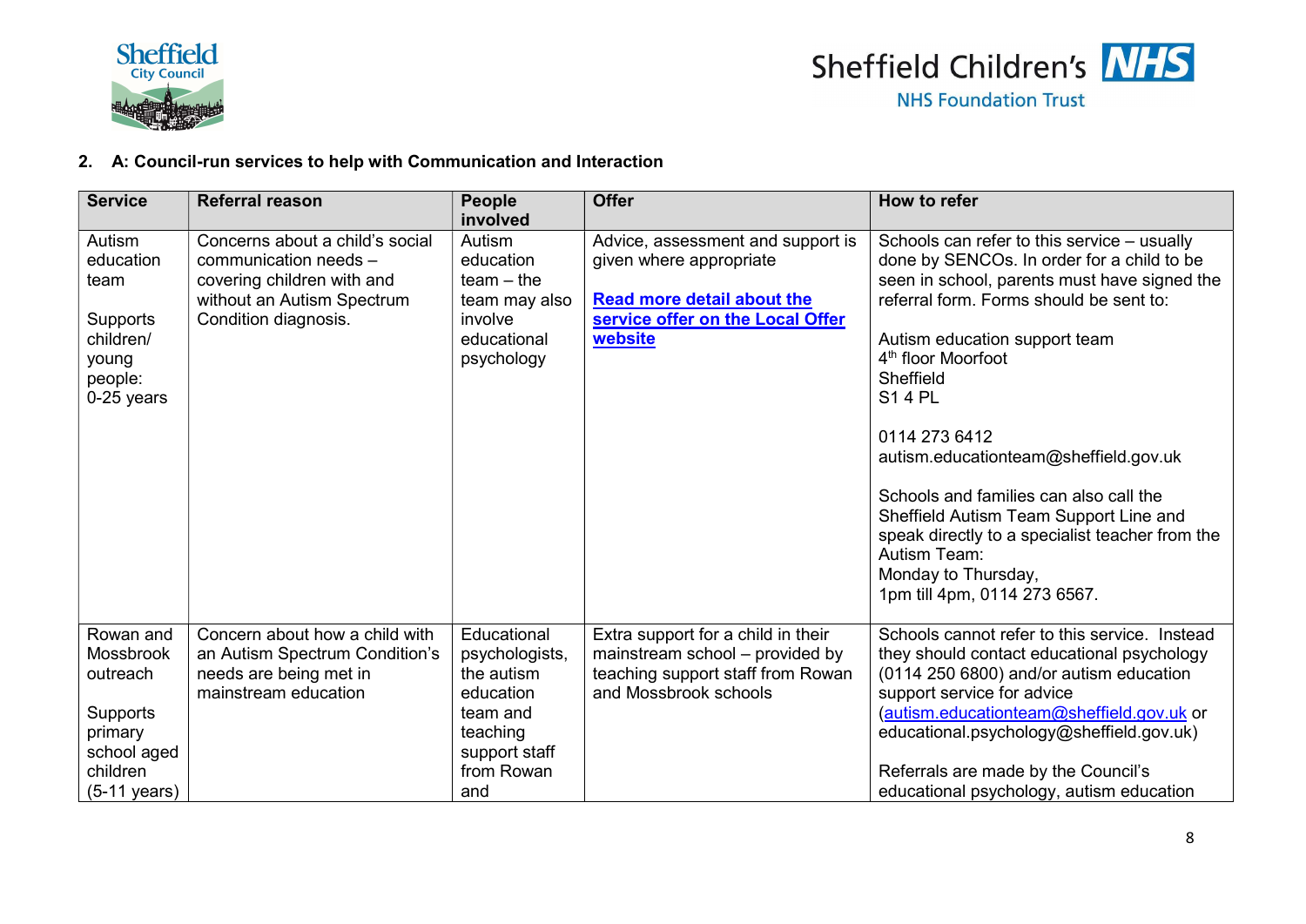## 2. A: Council-run services to help with Communication and Interaction

| Service | Referral reason | People involved | Offer | How to refer |
|---|---|---|---|---|
| Autism education team<br><br>Supports children/ young people: 0-25 years | Concerns about a child's social communication needs – covering children with and without an Autism Spectrum Condition diagnosis. | Autism education team – the team may also involve educational psychology | Advice, assessment and support is given where appropriate<br><br>**Read more detail about the service offer on the Local Offer website** | Schools can refer to this service – usually done by SENCOs. In order for a child to be seen in school, parents must have signed the referral form. Forms should be sent to:<br><br>Autism education support team<br>4th floor Moorfoot<br>Sheffield<br>S1 4 PL<br><br>0114 273 6412<br>autism.educationteam@sheffield.gov.uk<br><br>Schools and families can also call the Sheffield Autism Team Support Line and speak directly to a specialist teacher from the Autism Team:<br>Monday to Thursday,<br>1pm till 4pm, 0114 273 6567. |
| Rowan and Mossbrook outreach<br><br>Supports primary school aged children (5-11 years) | Concern about how a child with an Autism Spectrum Condition's needs are being met in mainstream education | Educational psychologists, the autism education team and teaching support staff from Rowan and | Extra support for a child in their mainstream school – provided by teaching support staff from Rowan and Mossbrook schools | Schools cannot refer to this service. Instead they should contact educational psychology (0114 250 6800) and/or autism education support service for advice (autism.educationteam@sheffield.gov.uk or educational.psychology@sheffield.gov.uk)<br><br>Referrals are made by the Council's educational psychology, autism education |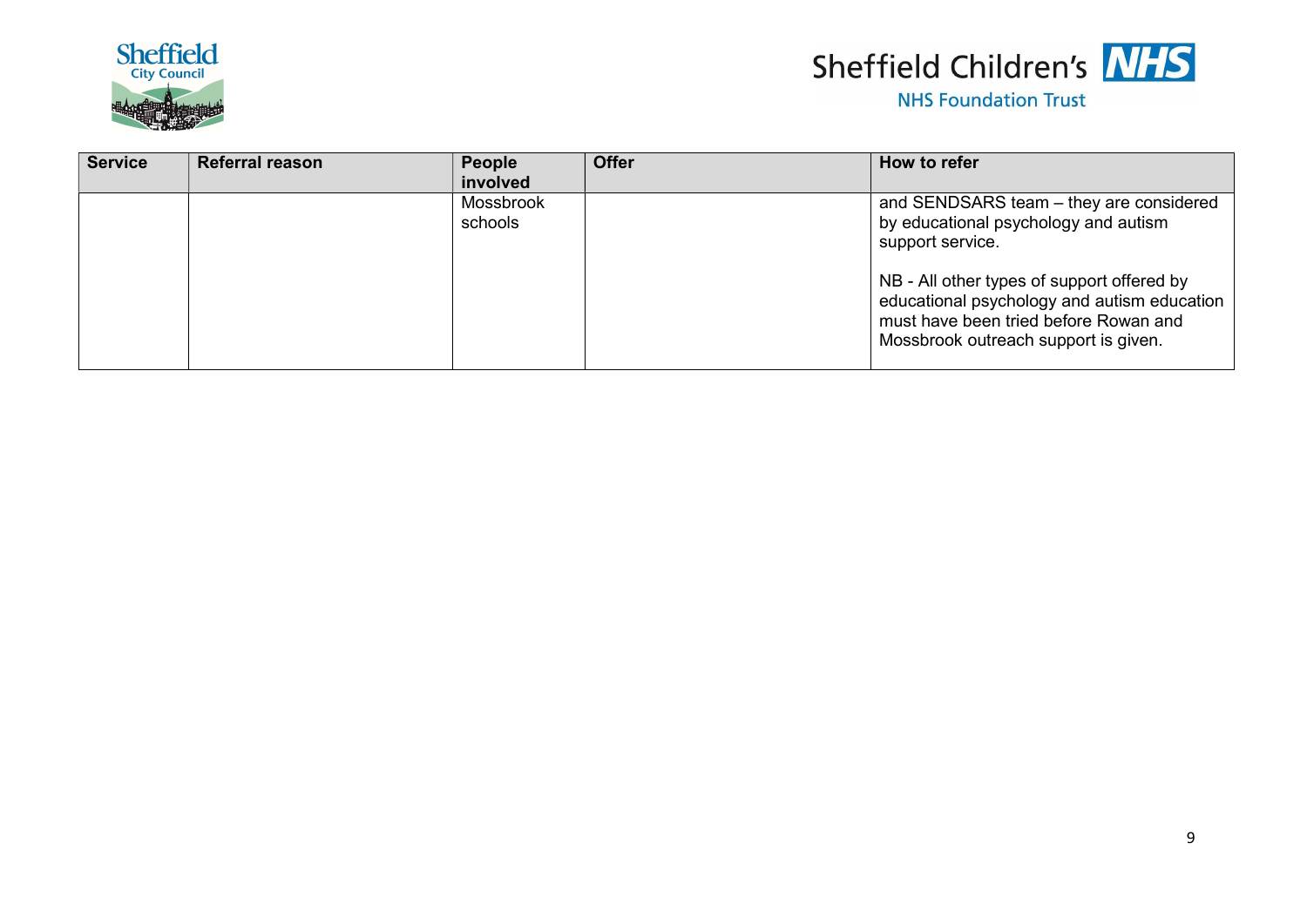| Service | Referral reason | People involved | Offer | How to refer |
|---|---|---|---|---|
| | | Mossbrook schools | | and SENDSARS team – they are considered by educational psychology and autism support service.<br><br>NB - All other types of support offered by educational psychology and autism education must have been tried before Rowan and Mossbrook outreach support is given. |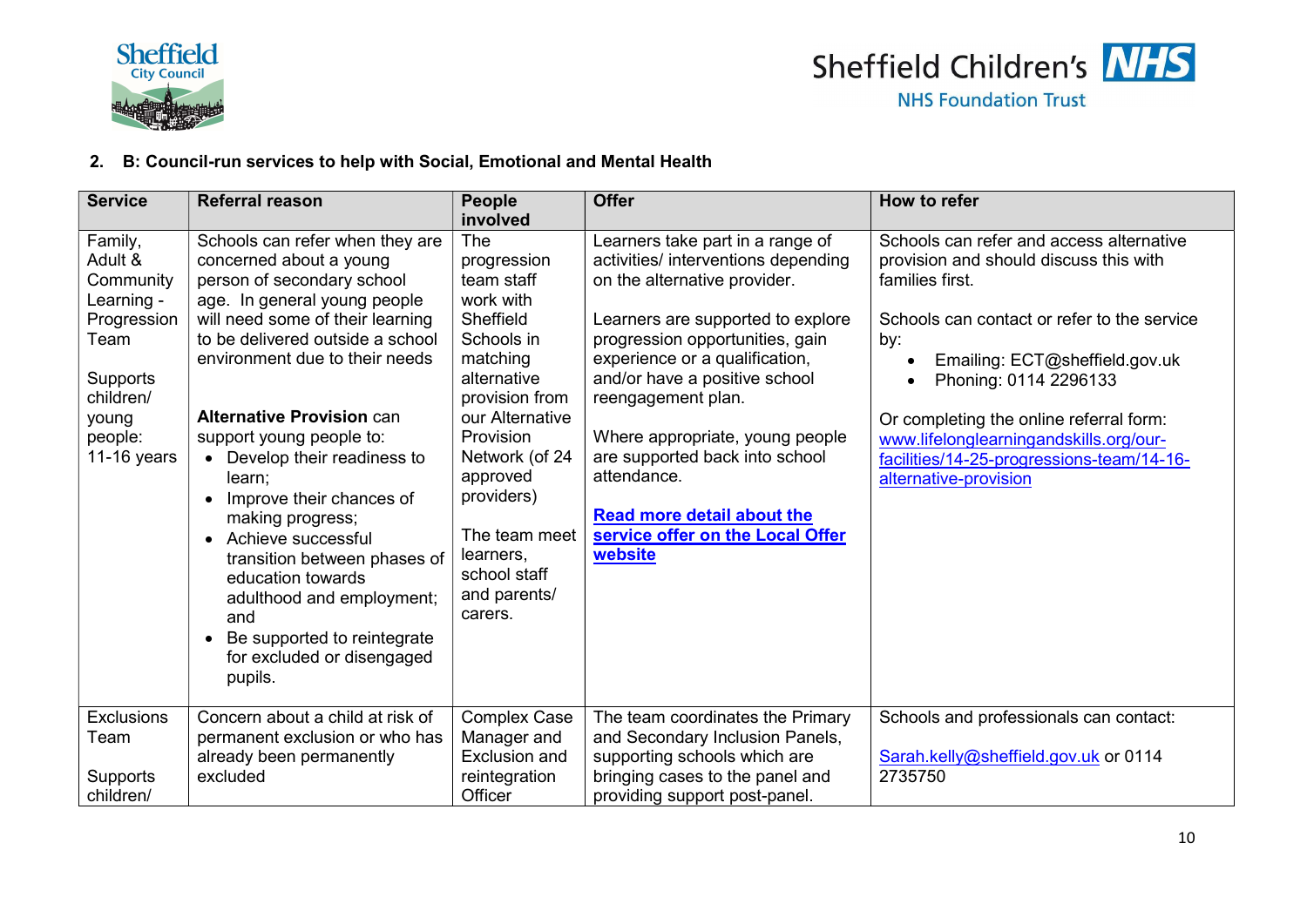## 2. B: Council-run services to help with Social, Emotional and Mental Health

| Service | Referral reason | People involved | Offer | How to refer |
|---|---|---|---|---|
| Family, Adult & Community Learning - Progression Team<br><br>Supports children/ young people: 11-16 years | Schools can refer when they are concerned about a young person of secondary school age. In general young people will need some of their learning to be delivered outside a school environment due to their needs<br><br>**Alternative Provision** can support young people to:<br>• Develop their readiness to learn;<br>• Improve their chances of making progress;<br>• Achieve successful transition between phases of education towards adulthood and employment; and<br>• Be supported to reintegrate for excluded or disengaged pupils. | The progression team staff work with Sheffield Schools in matching alternative provision from our Alternative Provision Network (of 24 approved providers)<br><br>The team meet learners, school staff and parents/ carers. | Learners take part in a range of activities/ interventions depending on the alternative provider.<br><br>Learners are supported to explore progression opportunities, gain experience or a qualification, and/or have a positive school reengagement plan.<br><br>Where appropriate, young people are supported back into school attendance.<br><br>**Read more detail about the service offer on the Local Offer website** | Schools can refer and access alternative provision and should discuss this with families first.<br><br>Schools can contact or refer to the service by:<br>• Emailing: ECT@sheffield.gov.uk<br>• Phoning: 0114 2296133<br><br>Or completing the online referral form: www.lifelonglearningandskills.org/our-facilities/14-25-progressions-team/14-16-alternative-provision |
| Exclusions Team<br><br>Supports children/ | Concern about a child at risk of permanent exclusion or who has already been permanently excluded | Complex Case Manager and Exclusion and reintegration Officer | The team coordinates the Primary and Secondary Inclusion Panels, supporting schools which are bringing cases to the panel and providing support post-panel. | Schools and professionals can contact:<br><br>Sarah.kelly@sheffield.gov.uk or 0114 2735750 |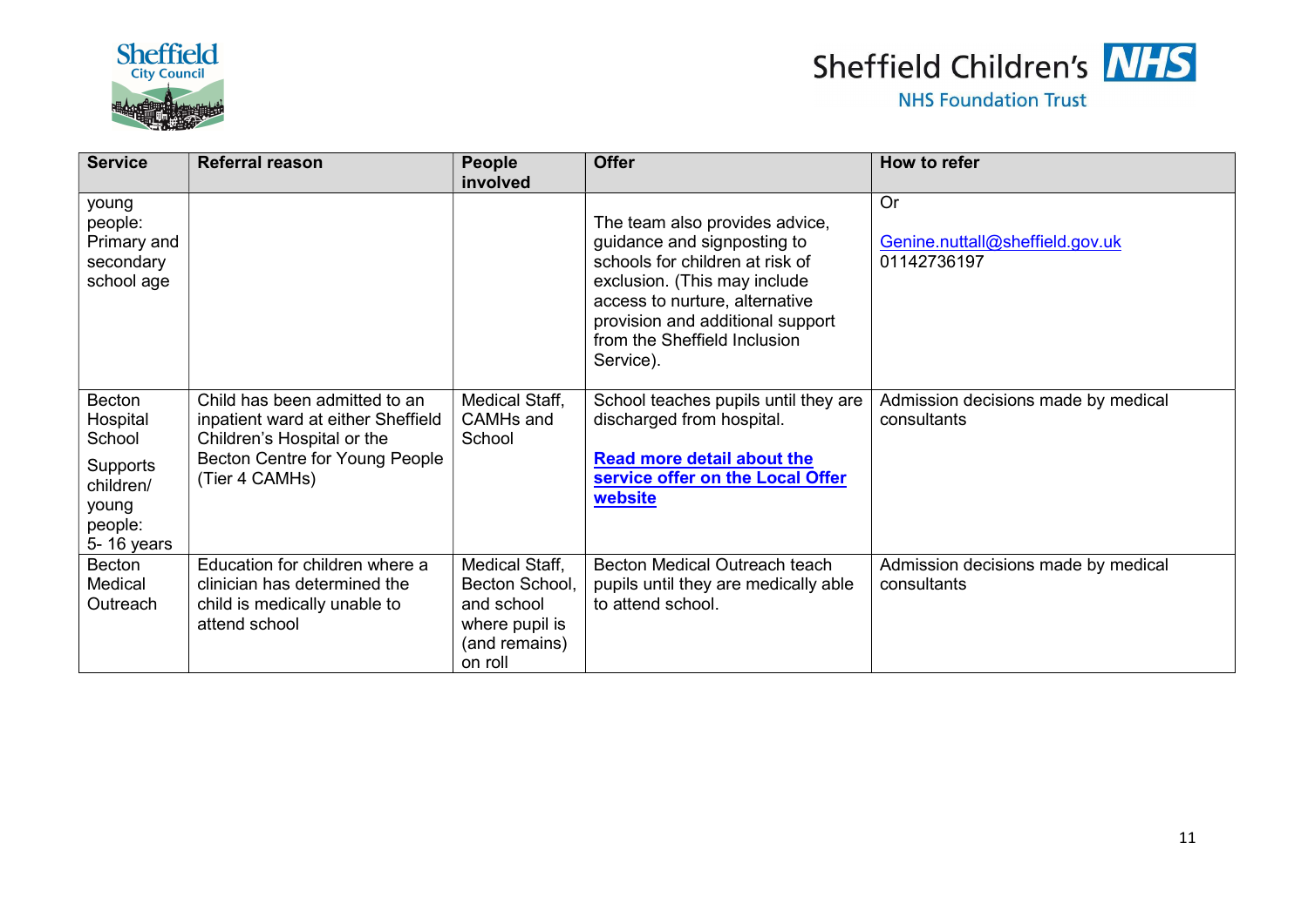| Service | Referral reason | People involved | Offer | How to refer |
|---|---|---|---|---|
| young people: Primary and secondary school age | | | The team also provides advice, guidance and signposting to schools for children at risk of exclusion. (This may include access to nurture, alternative provision and additional support from the Sheffield Inclusion Service). | Or<br><br>Genine.nuttall@sheffield.gov.uk<br>01142736197 |
| Becton Hospital School<br><br>Supports children/ young people: 5- 16 years | Child has been admitted to an inpatient ward at either Sheffield Children's Hospital or the Becton Centre for Young People (Tier 4 CAMHs) | Medical Staff, CAMHs and School | School teaches pupils until they are discharged from hospital.<br><br>**Read more detail about the service offer on the Local Offer website** | Admission decisions made by medical consultants |
| Becton Medical Outreach | Education for children where a clinician has determined the child is medically unable to attend school | Medical Staff, Becton School, and school where pupil is (and remains) on roll | Becton Medical Outreach teach pupils until they are medically able to attend school. | Admission decisions made by medical consultants |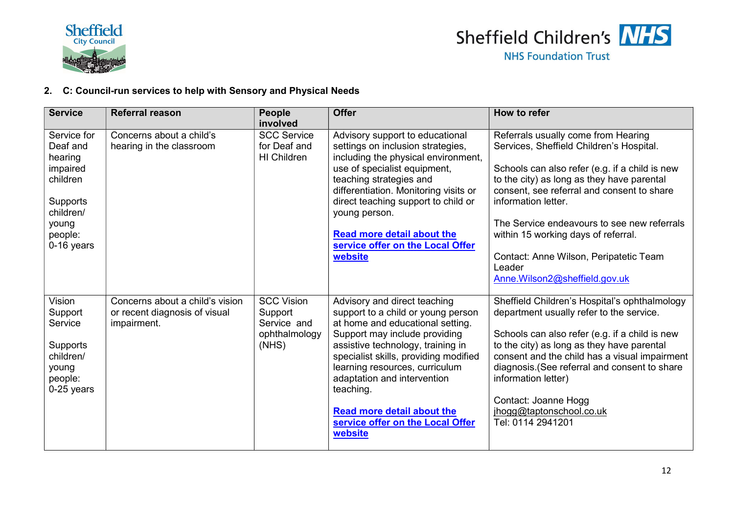## 2. C: Council-run services to help with Sensory and Physical Needs

| Service | Referral reason | People involved | Offer | How to refer |
|---|---|---|---|---|
| Service for Deaf and hearing impaired children<br><br>Supports children/ young people: 0-16 years | Concerns about a child's hearing in the classroom | SCC Service for Deaf and HI Children | Advisory support to educational settings on inclusion strategies, including the physical environment, use of specialist equipment, teaching strategies and differentiation. Monitoring visits or direct teaching support to child or young person.<br><br>**Read more detail about the service offer on the Local Offer website** | Referrals usually come from Hearing Services, Sheffield Children's Hospital.<br><br>Schools can also refer (e.g. if a child is new to the city) as long as they have parental consent, see referral and consent to share information letter.<br><br>The Service endeavours to see new referrals within 15 working days of referral.<br><br>Contact: Anne Wilson, Peripatetic Team Leader<br>Anne.Wilson2@sheffield.gov.uk |
| Vision Support Service<br><br>Supports children/ young people: 0-25 years | Concerns about a child's vision or recent diagnosis of visual impairment. | SCC Vision Support Service and ophthalmology (NHS) | Advisory and direct teaching support to a child or young person at home and educational setting. Support may include providing assistive technology, training in specialist skills, providing modified learning resources, curriculum adaptation and intervention teaching.<br><br>**Read more detail about the service offer on the Local Offer website** | Sheffield Children's Hospital's ophthalmology department usually refer to the service.<br><br>Schools can also refer (e.g. if a child is new to the city) as long as they have parental consent and the child has a visual impairment diagnosis.(See referral and consent to share information letter)<br><br>Contact: Joanne Hogg<br>jhogg@taptonschool.co.uk<br>Tel: 0114 2941201 |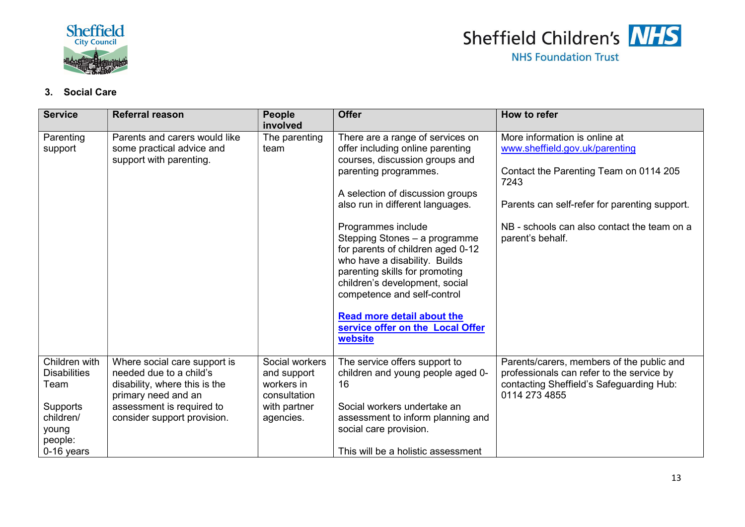## 3. Social Care

| Service | Referral reason | People involved | Offer | How to refer |
|---|---|---|---|---|
| Parenting support | Parents and carers would like some practical advice and support with parenting. | The parenting team | There are a range of services on offer including online parenting courses, discussion groups and parenting programmes.<br><br>A selection of discussion groups also run in different languages.<br><br>Programmes include Stepping Stones – a programme for parents of children aged 0-12 who have a disability. Builds parenting skills for promoting children's development, social competence and self-control<br><br>**Read more detail about the service offer on the Local Offer website** | More information is online at www.sheffield.gov.uk/parenting<br><br>Contact the Parenting Team on 0114 205 7243<br><br>Parents can self-refer for parenting support.<br><br>NB - schools can also contact the team on a parent's behalf. |
| Children with Disabilities Team<br><br>Supports children/ young people: 0-16 years | Where social care support is needed due to a child's disability, where this is the primary need and an assessment is required to consider support provision. | Social workers and support workers in consultation with partner agencies. | The service offers support to children and young people aged 0-16<br><br>Social workers undertake an assessment to inform planning and social care provision.<br><br>This will be a holistic assessment | Parents/carers, members of the public and professionals can refer to the service by contacting Sheffield's Safeguarding Hub: 0114 273 4855 |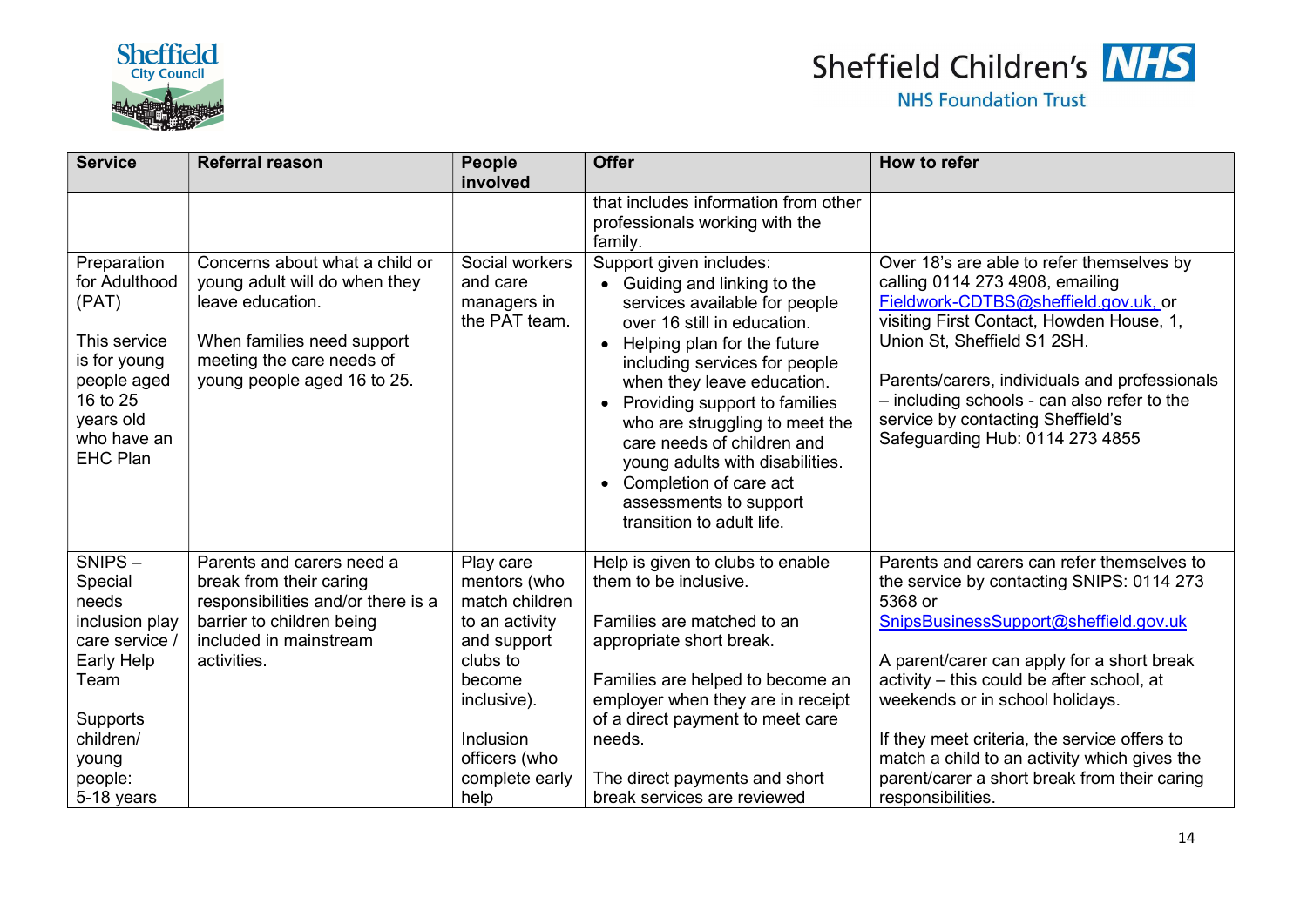| Service | Referral reason | People involved | Offer | How to refer |
|---|---|---|---|---|
| | | | that includes information from other professionals working with the family. | |
| Preparation for Adulthood (PAT)<br><br>This service is for young people aged 16 to 25 years old who have an EHC Plan | Concerns about what a child or young adult will do when they leave education.<br><br>When families need support meeting the care needs of young people aged 16 to 25. | Social workers and care managers in the PAT team. | Support given includes:<br>• Guiding and linking to the services available for people over 16 still in education.<br>• Helping plan for the future including services for people when they leave education.<br>• Providing support to families who are struggling to meet the care needs of children and young adults with disabilities.<br>• Completion of care act assessments to support transition to adult life. | Over 18's are able to refer themselves by calling 0114 273 4908, emailing Fieldwork-CDTBS@sheffield.gov.uk, or visiting First Contact, Howden House, 1, Union St, Sheffield S1 2SH.<br><br>Parents/carers, individuals and professionals – including schools - can also refer to the service by contacting Sheffield's Safeguarding Hub: 0114 273 4855 |
| SNIPS – Special needs inclusion play care service / Early Help Team<br><br>Supports children/ young people: 5-18 years | Parents and carers need a break from their caring responsibilities and/or there is a barrier to children being included in mainstream activities. | Play care mentors (who match children to an activity and support clubs to become inclusive).<br><br>Inclusion officers (who complete early help | Help is given to clubs to enable them to be inclusive.<br><br>Families are matched to an appropriate short break.<br><br>Families are helped to become an employer when they are in receipt of a direct payment to meet care needs.<br><br>The direct payments and short break services are reviewed | Parents and carers can refer themselves to the service by contacting SNIPS: 0114 273 5368 or SnipsBusinessSupport@sheffield.gov.uk<br><br>A parent/carer can apply for a short break activity – this could be after school, at weekends or in school holidays.<br><br>If they meet criteria, the service offers to match a child to an activity which gives the parent/carer a short break from their caring responsibilities. |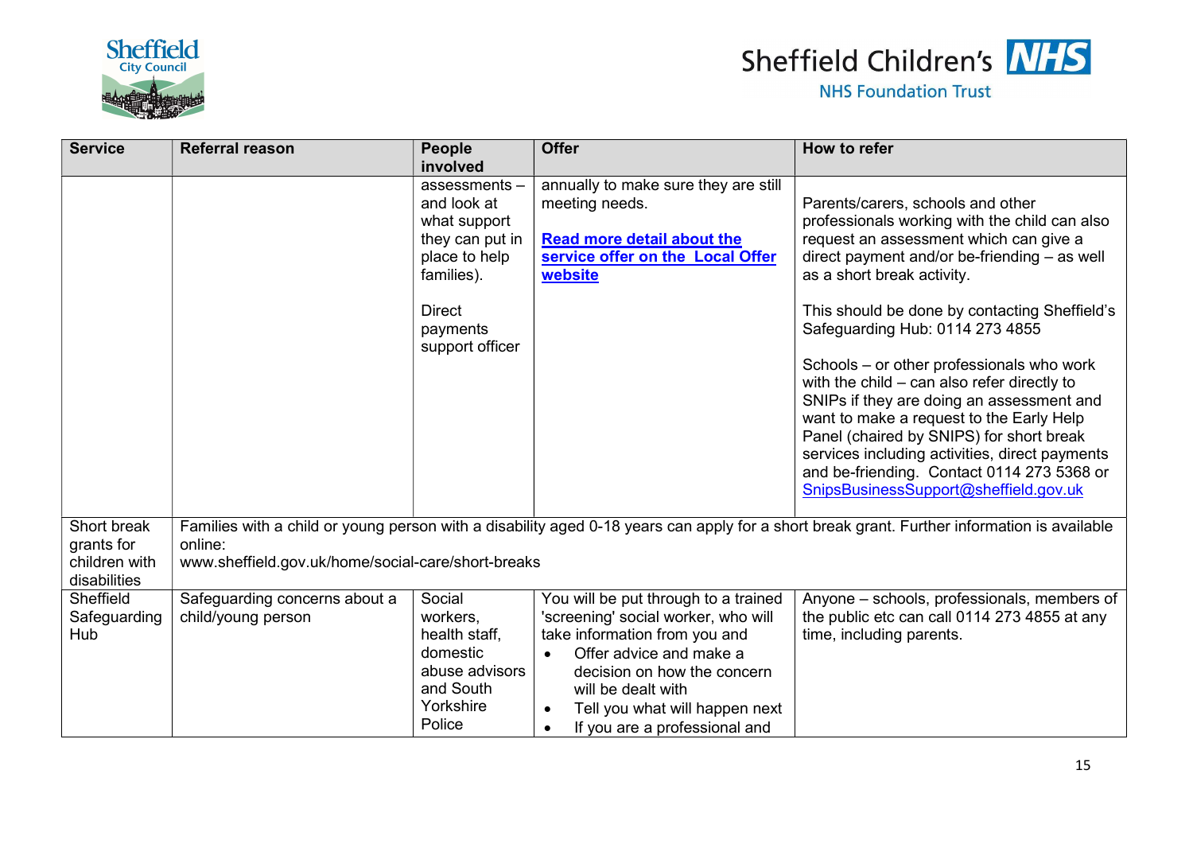| Service | Referral reason | People involved | Offer | How to refer |
|---|---|---|---|---|
| | | assessments – and look at what support they can put in place to help families).<br><br>Direct payments support officer | annually to make sure they are still meeting needs.<br><br>**[Read more detail about the service offer on the Local Offer website]()** | Parents/carers, schools and other professionals working with the child can also request an assessment which can give a direct payment and/or be-friending – as well as a short break activity.<br><br>This should be done by contacting Sheffield's Safeguarding Hub: 0114 273 4855<br><br>Schools – or other professionals who work with the child – can also refer directly to SNIPs if they are doing an assessment and want to make a request to the Early Help Panel (chaired by SNIPS) for short break services including activities, direct payments and be-friending. Contact 0114 273 5368 or SnipsBusinessSupport@sheffield.gov.uk |
| Short break grants for children with disabilities | Families with a child or young person with a disability aged 0-18 years can apply for a short break grant. Further information is available online:<br>www.sheffield.gov.uk/home/social-care/short-breaks | | | |
| Sheffield Safeguarding Hub | Safeguarding concerns about a child/young person | Social workers, health staff, domestic abuse advisors and South Yorkshire Police | You will be put through to a trained 'screening' social worker, who will take information from you and<br>• Offer advice and make a decision on how the concern will be dealt with<br>• Tell you what will happen next<br>• If you are a professional and | Anyone – schools, professionals, members of the public etc can call 0114 273 4855 at any time, including parents. |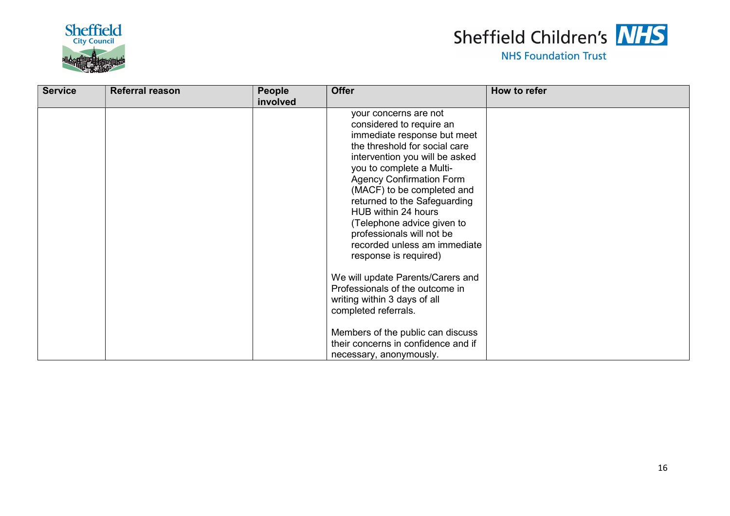| Service | Referral reason | People involved | Offer | How to refer |
| --- | --- | --- | --- | --- |
| | | | your concerns are not considered to require an immediate response but meet the threshold for social care intervention you will be asked you to complete a Multi-Agency Confirmation Form (MACF) to be completed and returned to the Safeguarding HUB within 24 hours (Telephone advice given to professionals will not be recorded unless am immediate response is required)<br><br>We will update Parents/Carers and Professionals of the outcome in writing within 3 days of all completed referrals.<br><br>Members of the public can discuss their concerns in confidence and if necessary, anonymously. | |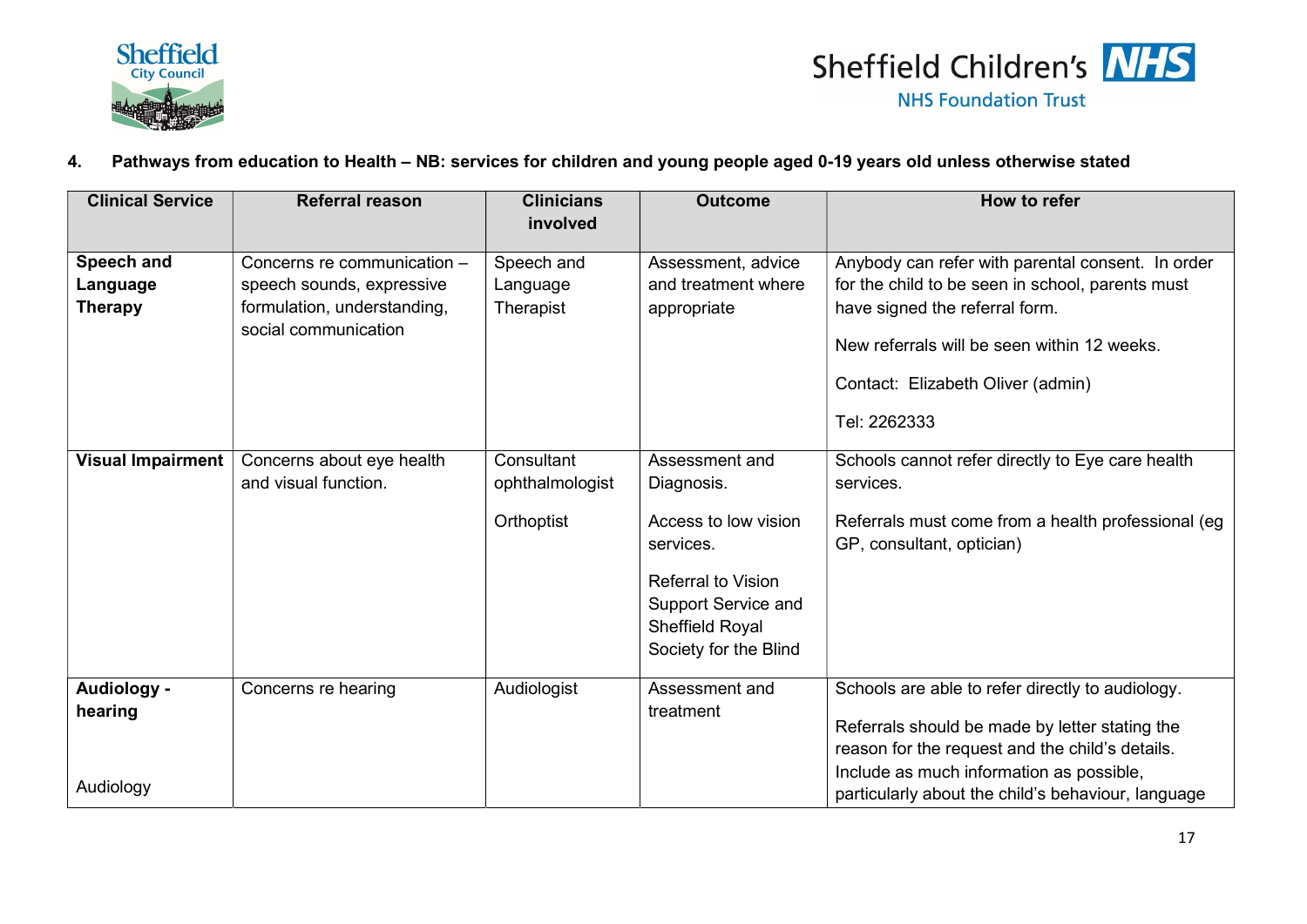## 4. Pathways from education to Health – NB: services for children and young people aged 0-19 years old unless otherwise stated

| Clinical Service | Referral reason | Clinicians involved | Outcome | How to refer |
|---|---|---|---|---|
| **Speech and Language Therapy** | Concerns re communication – speech sounds, expressive formulation, understanding, social communication | Speech and Language Therapist | Assessment, advice and treatment where appropriate | Anybody can refer with parental consent. In order for the child to be seen in school, parents must have signed the referral form.<br><br>New referrals will be seen within 12 weeks.<br><br>Contact: Elizabeth Oliver (admin)<br><br>Tel: 2262333 |
| **Visual Impairment** | Concerns about eye health and visual function. | Consultant ophthalmologist<br><br>Orthoptist | Assessment and Diagnosis.<br><br>Access to low vision services.<br><br>Referral to Vision Support Service and Sheffield Royal Society for the Blind | Schools cannot refer directly to Eye care health services.<br><br>Referrals must come from a health professional (eg GP, consultant, optician) |
| **Audiology - hearing**<br><br>Audiology | Concerns re hearing | Audiologist | Assessment and treatment | Schools are able to refer directly to audiology.<br><br>Referrals should be made by letter stating the reason for the request and the child's details. Include as much information as possible, particularly about the child's behaviour, language |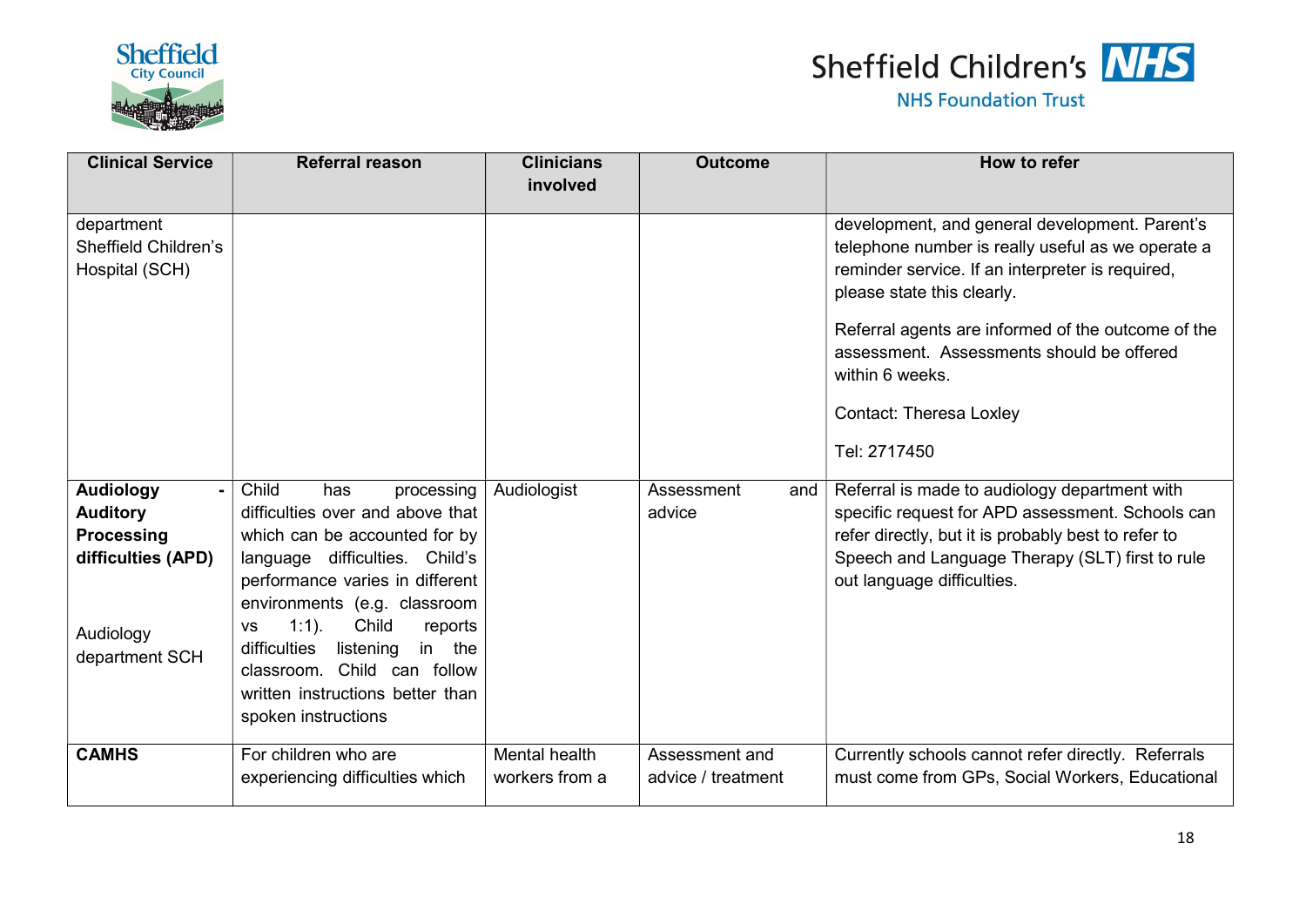| Clinical Service | Referral reason | Clinicians involved | Outcome | How to refer |
|---|---|---|---|---|
| department Sheffield Children's Hospital (SCH) | | | | development, and general development. Parent's telephone number is really useful as we operate a reminder service. If an interpreter is required, please state this clearly.<br><br>Referral agents are informed of the outcome of the assessment. Assessments should be offered within 6 weeks.<br><br>Contact: Theresa Loxley<br><br>Tel: 2717450 |
| **Audiology - Auditory Processing difficulties (APD)**<br><br>Audiology department SCH | Child has processing difficulties over and above that which can be accounted for by language difficulties. Child's performance varies in different environments (e.g. classroom vs 1:1). Child reports difficulties listening in the classroom. Child can follow written instructions better than spoken instructions | Audiologist | Assessment and advice | Referral is made to audiology department with specific request for APD assessment. Schools can refer directly, but it is probably best to refer to Speech and Language Therapy (SLT) first to rule out language difficulties. |
| **CAMHS** | For children who are experiencing difficulties which | Mental health workers from a | Assessment and advice / treatment | Currently schools cannot refer directly. Referrals must come from GPs, Social Workers, Educational |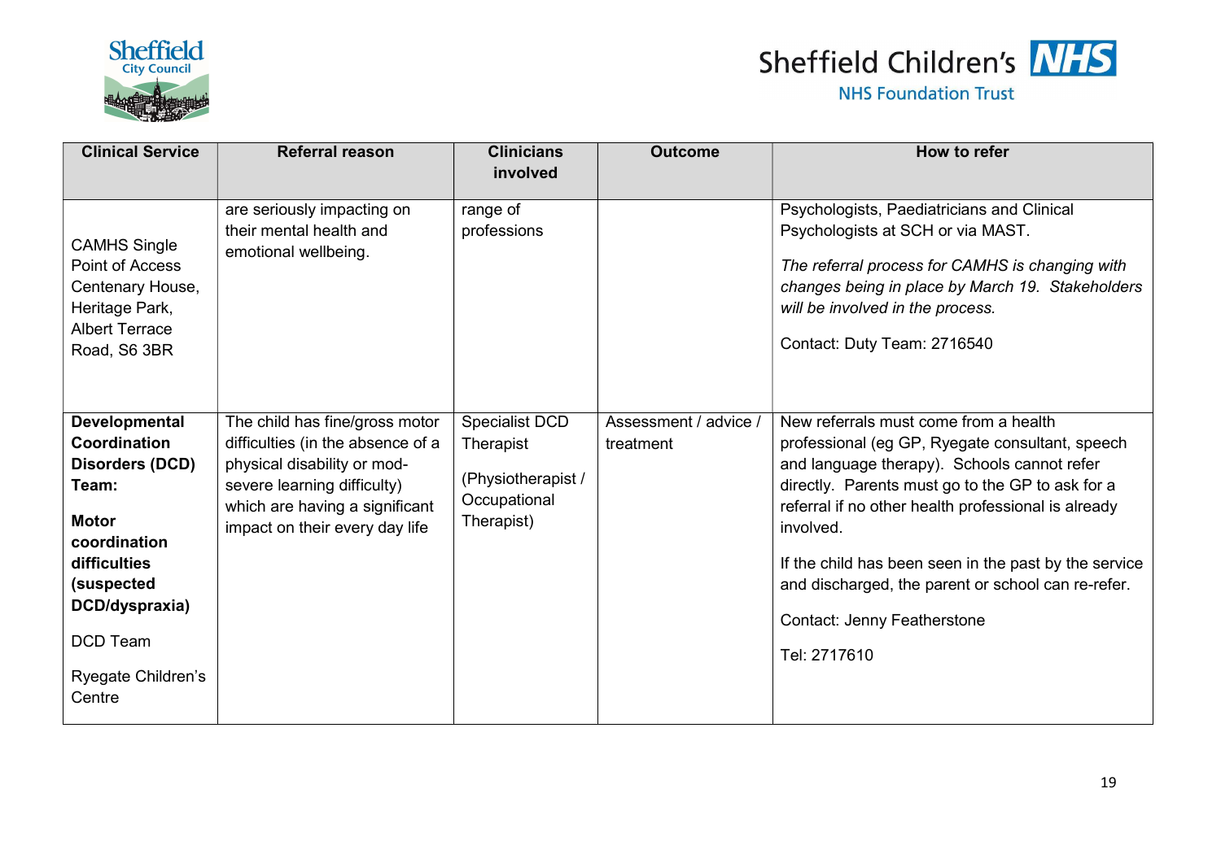| Clinical Service | Referral reason | Clinicians involved | Outcome | How to refer |
|---|---|---|---|---|
| CAMHS Single Point of Access Centenary House, Heritage Park, Albert Terrace Road, S6 3BR | are seriously impacting on their mental health and emotional wellbeing. | range of professions | | Psychologists, Paediatricians and Clinical Psychologists at SCH or via MAST.<br><br>*The referral process for CAMHS is changing with changes being in place by March 19. Stakeholders will be involved in the process.*<br><br>Contact: Duty Team: 2716540 |
| **Developmental Coordination Disorders (DCD) Team:**<br><br>**Motor coordination difficulties (suspected DCD/dyspraxia)**<br><br>DCD Team<br><br>Ryegate Children's Centre | The child has fine/gross motor difficulties (in the absence of a physical disability or mod-severe learning difficulty) which are having a significant impact on their every day life | Specialist DCD Therapist<br><br>(Physiotherapist / Occupational Therapist) | Assessment / advice / treatment | New referrals must come from a health professional (eg GP, Ryegate consultant, speech and language therapy). Schools cannot refer directly. Parents must go to the GP to ask for a referral if no other health professional is already involved.<br><br>If the child has been seen in the past by the service and discharged, the parent or school can re-refer.<br><br>Contact: Jenny Featherstone<br><br>Tel: 2717610 |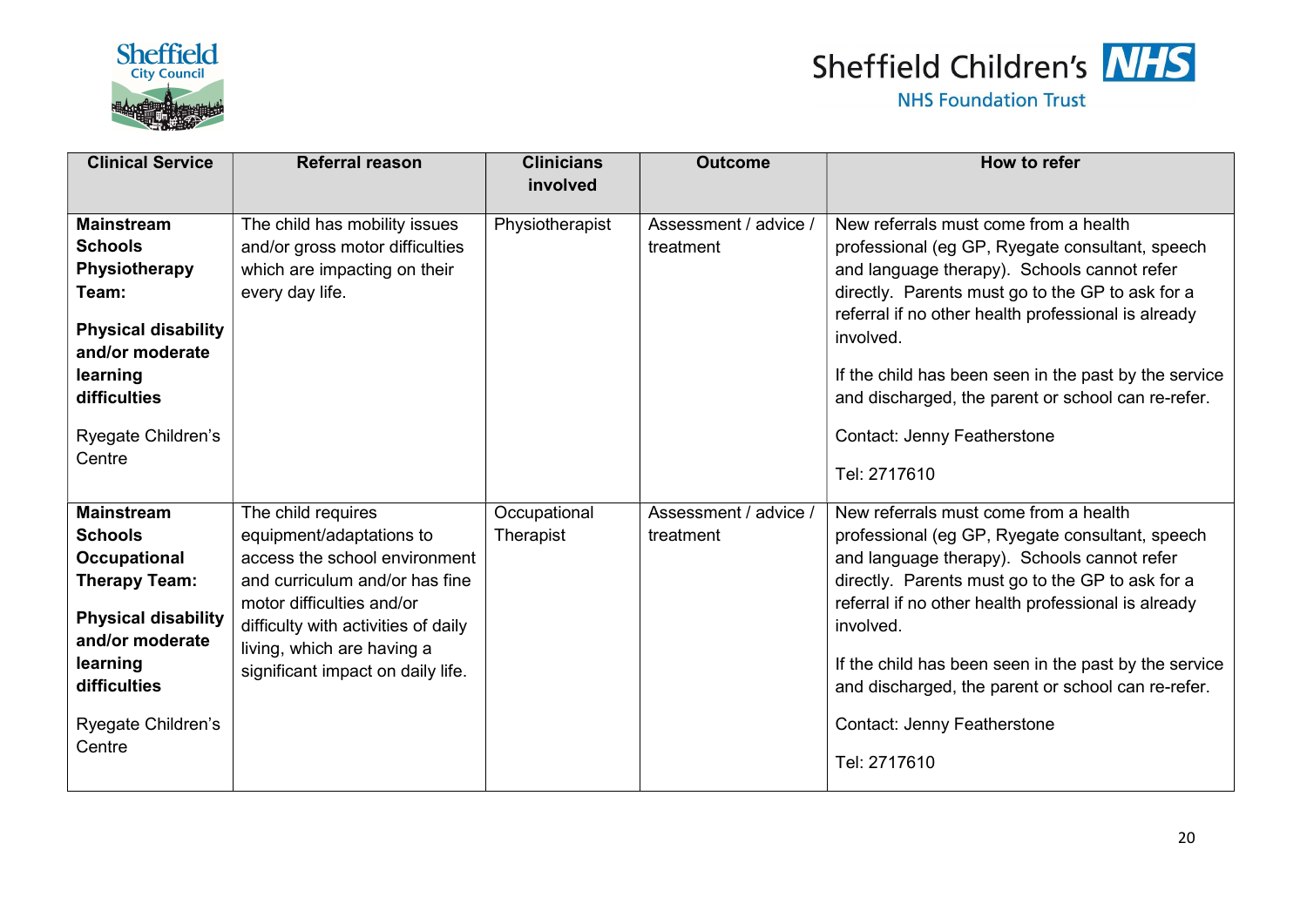| Clinical Service | Referral reason | Clinicians involved | Outcome | How to refer |
|---|---|---|---|---|
| **Mainstream Schools Physiotherapy Team:**<br><br>**Physical disability and/or moderate learning difficulties**<br><br>Ryegate Children's Centre | The child has mobility issues and/or gross motor difficulties which are impacting on their every day life. | Physiotherapist | Assessment / advice / treatment | New referrals must come from a health professional (eg GP, Ryegate consultant, speech and language therapy). Schools cannot refer directly. Parents must go to the GP to ask for a referral if no other health professional is already involved.<br><br>If the child has been seen in the past by the service and discharged, the parent or school can re-refer.<br><br>Contact: Jenny Featherstone<br><br>Tel: 2717610 |
| **Mainstream Schools Occupational Therapy Team:**<br><br>**Physical disability and/or moderate learning difficulties**<br><br>Ryegate Children's Centre | The child requires equipment/adaptations to access the school environment and curriculum and/or has fine motor difficulties and/or difficulty with activities of daily living, which are having a significant impact on daily life. | Occupational Therapist | Assessment / advice / treatment | New referrals must come from a health professional (eg GP, Ryegate consultant, speech and language therapy). Schools cannot refer directly. Parents must go to the GP to ask for a referral if no other health professional is already involved.<br><br>If the child has been seen in the past by the service and discharged, the parent or school can re-refer.<br><br>Contact: Jenny Featherstone<br><br>Tel: 2717610 |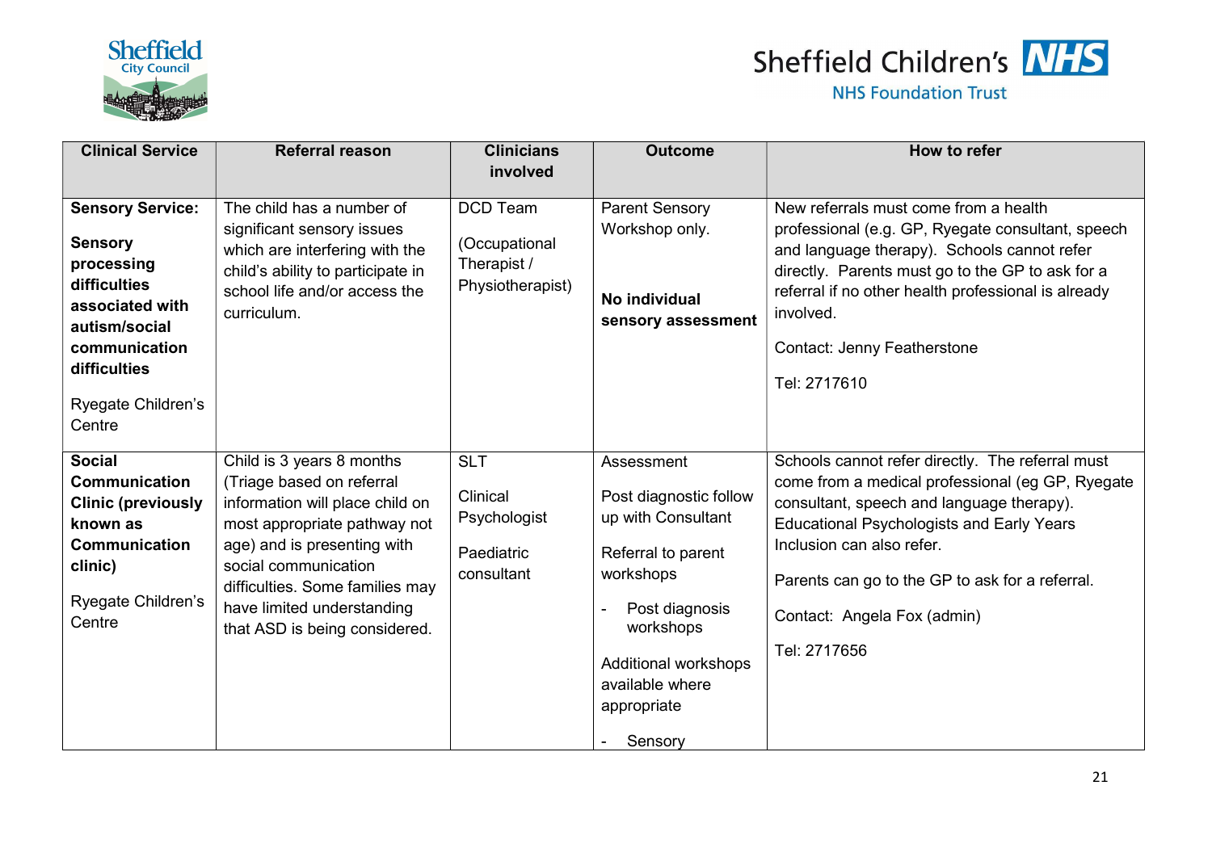| Clinical Service | Referral reason | Clinicians involved | Outcome | How to refer |
|---|---|---|---|---|
| **Sensory Service:**<br>**Sensory processing difficulties associated with autism/social communication difficulties**<br>Ryegate Children's Centre | The child has a number of significant sensory issues which are interfering with the child's ability to participate in school life and/or access the curriculum. | DCD Team<br>(Occupational Therapist / Physiotherapist) | Parent Sensory Workshop only.<br>**No individual sensory assessment** | New referrals must come from a health professional (e.g. GP, Ryegate consultant, speech and language therapy). Schools cannot refer directly. Parents must go to the GP to ask for a referral if no other health professional is already involved.<br>Contact: Jenny Featherstone<br>Tel: 2717610 |
| **Social Communication Clinic (previously known as Communication clinic)**<br>Ryegate Children's Centre | Child is 3 years 8 months (Triage based on referral information will place child on most appropriate pathway not age) and is presenting with social communication difficulties. Some families may have limited understanding that ASD is being considered. | SLT<br>Clinical Psychologist<br>Paediatric consultant | Assessment<br>Post diagnostic follow up with Consultant<br>Referral to parent workshops<br>- Post diagnosis workshops<br>Additional workshops available where appropriate<br>- Sensory | Schools cannot refer directly. The referral must come from a medical professional (eg GP, Ryegate consultant, speech and language therapy). Educational Psychologists and Early Years Inclusion can also refer.<br>Parents can go to the GP to ask for a referral.<br>Contact: Angela Fox (admin)<br>Tel: 2717656 |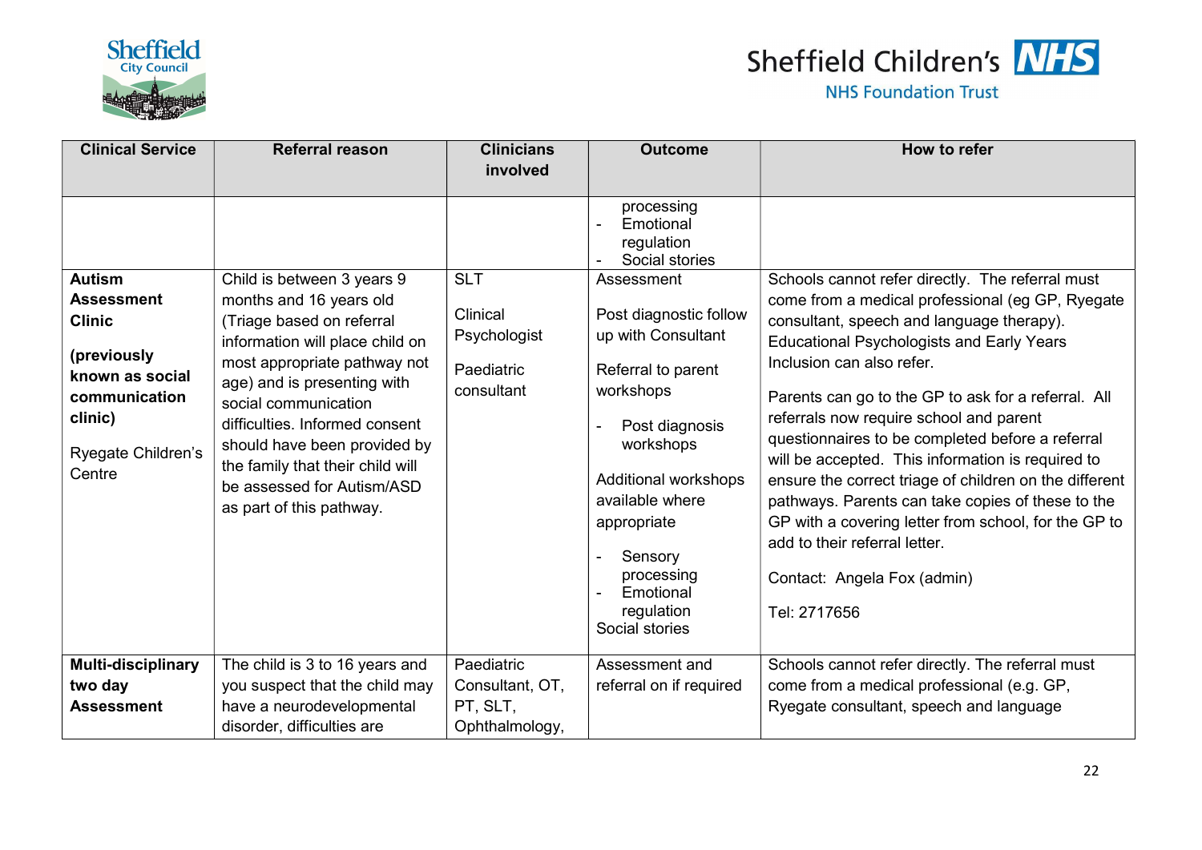| Clinical Service | Referral reason | Clinicians involved | Outcome | How to refer |
|---|---|---|---|---|
| | | | processing<br>- Emotional regulation<br>- Social stories | |
| **Autism Assessment Clinic**<br><br>**(previously known as social communication clinic)**<br><br>Ryegate Children's Centre | Child is between 3 years 9 months and 16 years old (Triage based on referral information will place child on most appropriate pathway not age) and is presenting with social communication difficulties. Informed consent should have been provided by the family that their child will be assessed for Autism/ASD as part of this pathway. | SLT<br><br>Clinical Psychologist<br><br>Paediatric consultant | Assessment<br><br>Post diagnostic follow up with Consultant<br><br>Referral to parent workshops<br><br>- Post diagnosis workshops<br><br>Additional workshops available where appropriate<br><br>- Sensory processing<br>- Emotional regulation<br>Social stories | Schools cannot refer directly. The referral must come from a medical professional (eg GP, Ryegate consultant, speech and language therapy). Educational Psychologists and Early Years Inclusion can also refer.<br><br>Parents can go to the GP to ask for a referral. All referrals now require school and parent questionnaires to be completed before a referral will be accepted. This information is required to ensure the correct triage of children on the different pathways. Parents can take copies of these to the GP with a covering letter from school, for the GP to add to their referral letter.<br><br>Contact: Angela Fox (admin)<br><br>Tel: 2717656 |
| **Multi-disciplinary two day Assessment** | The child is 3 to 16 years and you suspect that the child may have a neurodevelopmental disorder, difficulties are | Paediatric Consultant, OT, PT, SLT, Ophthalmology, | Assessment and referral on if required | Schools cannot refer directly. The referral must come from a medical professional (e.g. GP, Ryegate consultant, speech and language |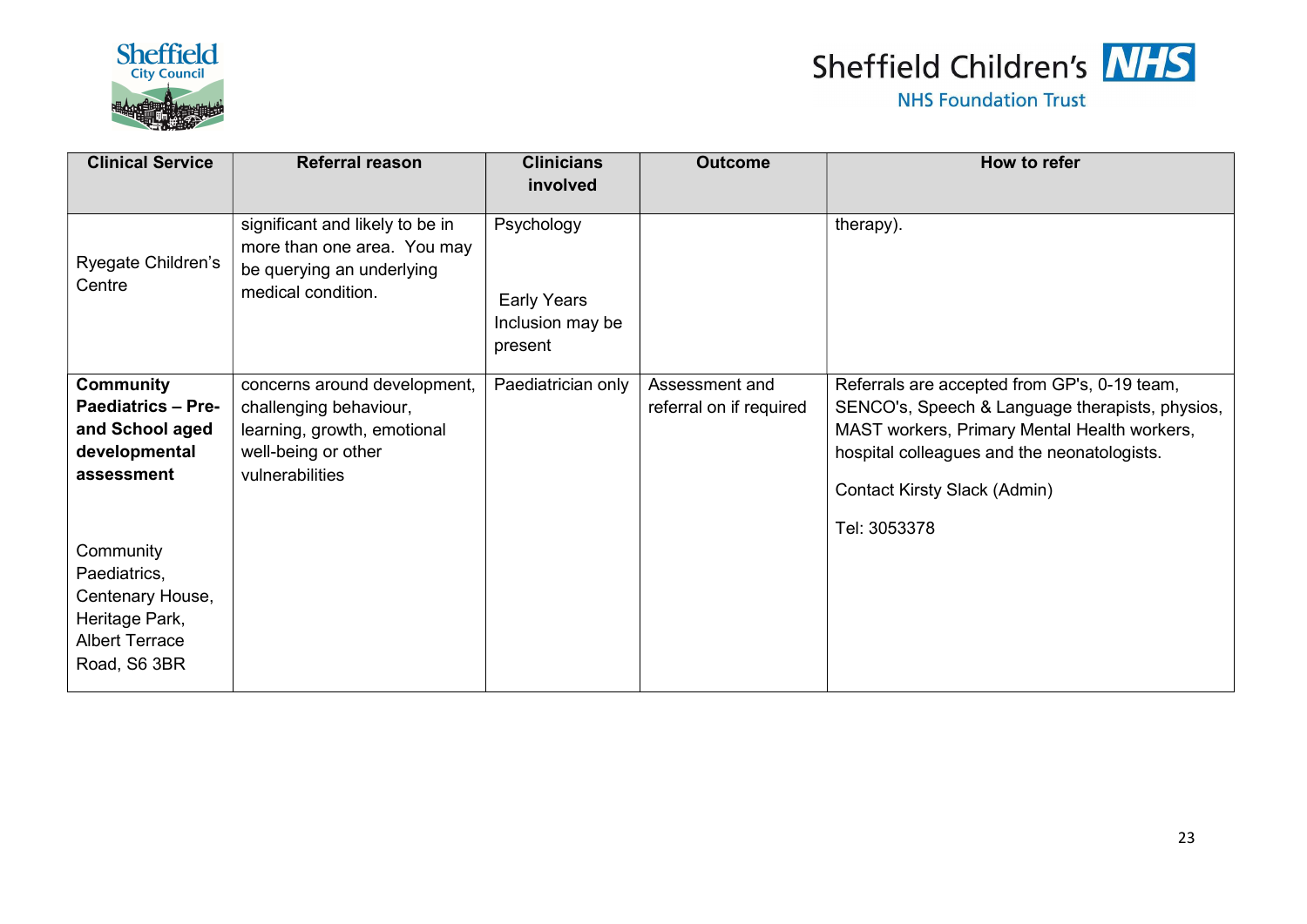| Clinical Service | Referral reason | Clinicians involved | Outcome | How to refer |
|---|---|---|---|---|
| Ryegate Children's Centre | significant and likely to be in more than one area. You may be querying an underlying medical condition. | Psychology<br><br>Early Years Inclusion may be present | | therapy). |
| **Community Paediatrics – Pre- and School aged developmental assessment**<br><br>Community Paediatrics, Centenary House, Heritage Park, Albert Terrace Road, S6 3BR | concerns around development, challenging behaviour, learning, growth, emotional well-being or other vulnerabilities | Paediatrician only | Assessment and referral on if required | Referrals are accepted from GP's, 0-19 team, SENCO's, Speech & Language therapists, physios, MAST workers, Primary Mental Health workers, hospital colleagues and the neonatologists.<br><br>Contact Kirsty Slack (Admin)<br><br>Tel: 3053378 |